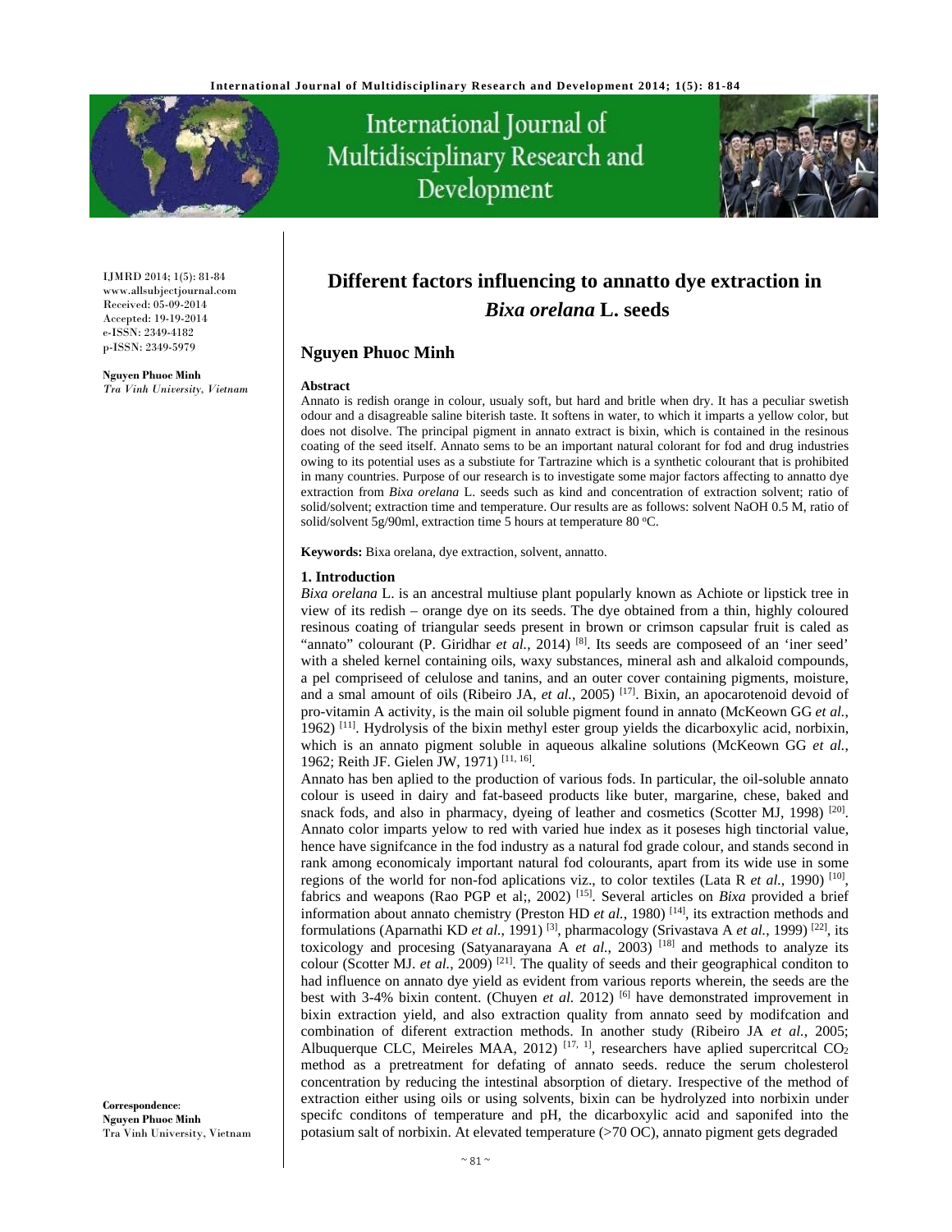# Different factors influencing to annatto dye extraction in *Bixa orelana* L. seeds

## Nguyen Phuoc Minh

IJMRD 2014; 1(5): 81-84
www.allsubjectjournal.com
Received: 05-09-2014
Accepted: 19-19-2014
e-ISSN: 2349-4182
p-ISSN: 2349-5979

**Nguyen Phuoc Minh**
*Tra Vinh University, Vietnam*

**Correspondence**:
**Nguyen Phuoc Minh**
Tra Vinh University, Vietnam

### Abstract

Annato is redish orange in colour, usualy soft, but hard and britle when dry. It has a peculiar swetish odour and a disagreeable saline biterish taste. It softens in water, to which it imparts a yellow color, but does not disolve. The principal pigment in annato extract is bixin, which is contained in the resinous coating of the seed itself. Annato sems to be an important natural colorant for fod and drug industries owing to its potential uses as a substiute for Tartrazine which is a synthetic colourant that is prohibited in many countries. Purpose of our research is to investigate some major factors affecting to annatto dye extraction from *Bixa orelana* L. seeds such as kind and concentration of extraction solvent; ratio of solid/solvent; extraction time and temperature. Our results are as follows: solvent NaOH 0.5 M, ratio of solid/solvent 5g/90ml, extraction time 5 hours at temperature 80 °C.

**Keywords:** Bixa orelana, dye extraction, solvent, annatto.

### 1. Introduction

*Bixa orelana* L. is an ancestral multiuse plant popularly known as Achiote or lipstick tree in view of its redish – orange dye on its seeds. The dye obtained from a thin, highly coloured resinous coating of triangular seeds present in brown or crimson capsular fruit is caled as "annato" colourant (P. Giridhar *et al.*, 2014) [8]. Its seeds are composeed of an 'iner seed' with a sheled kernel containing oils, waxy substances, mineral ash and alkaloid compounds, a pel compriseed of celulose and tanins, and an outer cover containing pigments, moisture, and a smal amount of oils (Ribeiro JA, *et al.*, 2005) [17]. Bixin, an apocarotenoid devoid of pro-vitamin A activity, is the main oil soluble pigment found in annato (McKeown GG *et al.*, 1962) [11]. Hydrolysis of the bixin methyl ester group yields the dicarboxylic acid, norbixin, which is an annato pigment soluble in aqueous alkaline solutions (McKeown GG *et al.*, 1962; Reith JF. Gielen JW, 1971) [11, 16].

Annato has ben aplied to the production of various fods. In particular, the oil-soluble annato colour is useed in dairy and fat-baseed products like buter, margarine, chese, baked and snack fods, and also in pharmacy, dyeing of leather and cosmetics (Scotter MJ, 1998) [20]. Annato color imparts yelow to red with varied hue index as it poseses high tinctorial value, hence have signifcance in the fod industry as a natural fod grade colour, and stands second in rank among economicaly important natural fod colourants, apart from its wide use in some regions of the world for non-fod aplications viz., to color textiles (Lata R *et al.*, 1990) [10], fabrics and weapons (Rao PGP et al;, 2002) [15]. Several articles on *Bixa* provided a brief information about annato chemistry (Preston HD *et al.*, 1980) [14], its extraction methods and formulations (Aparnathi KD *et al.*, 1991) [3], pharmacology (Srivastava A *et al.*, 1999) [22], its toxicology and procesing (Satyanarayana A *et al.*, 2003) [18] and methods to analyze its colour (Scotter MJ. *et al.*, 2009) [21]. The quality of seeds and their geographical conditon to had influence on annato dye yield as evident from various reports wherein, the seeds are the best with 3-4% bixin content. (Chuyen *et al.* 2012) [6] have demonstrated improvement in bixin extraction yield, and also extraction quality from annato seed by modifcation and combination of diferent extraction methods. In another study (Ribeiro JA *et al.*, 2005; Albuquerque CLC, Meireles MAA, 2012) [17, 1], researchers have aplied supercritcal $CO_2$ method as a pretreatment for defating of annato seeds. reduce the serum cholesterol concentration by reducing the intestinal absorption of dietary. Irespective of the method of extraction either using oils or using solvents, bixin can be hydrolyzed into norbixin under specifc conditons of temperature and pH, the dicarboxylic acid and saponifed into the potasium salt of norbixin. At elevated temperature (>70 OC), annato pigment gets degraded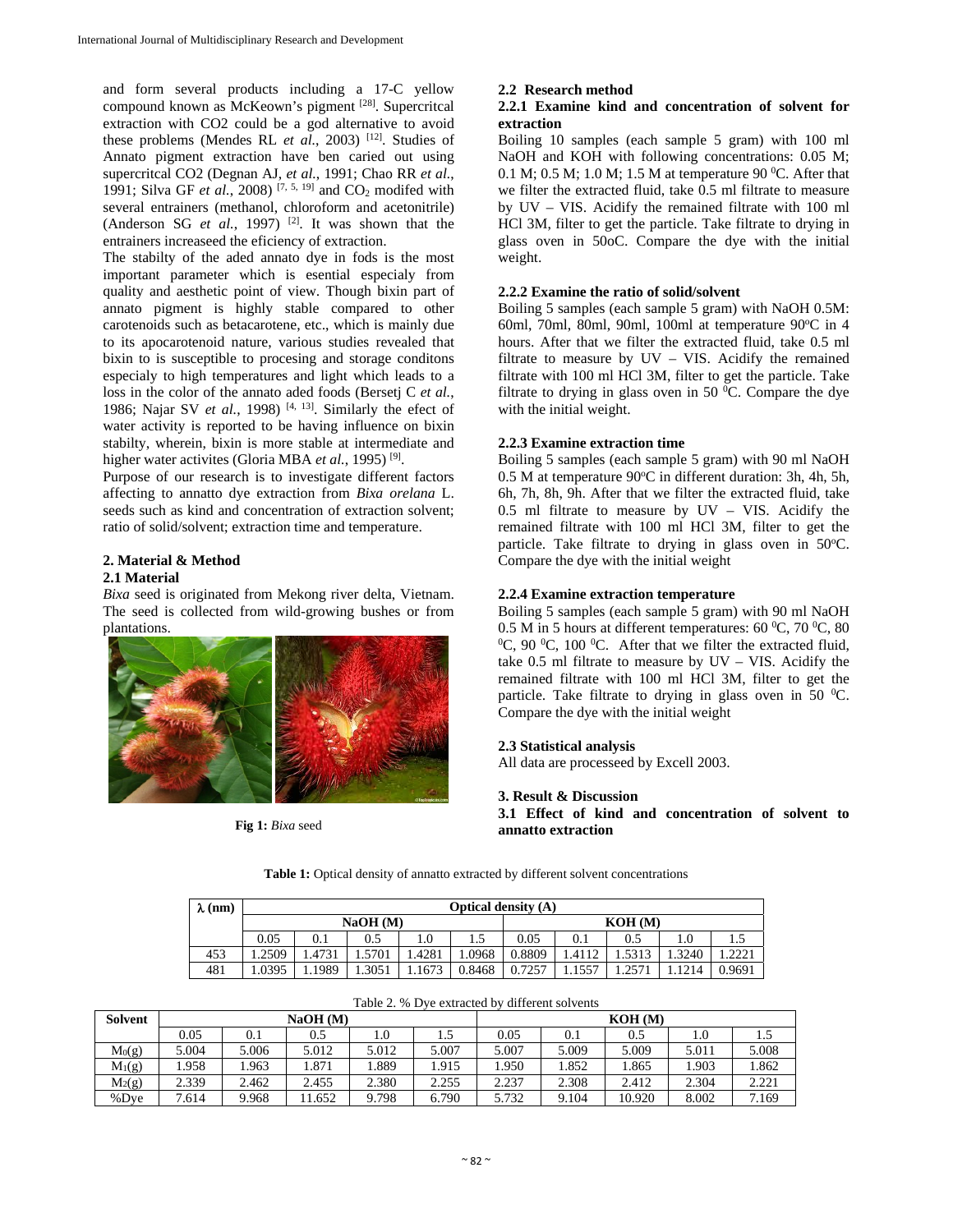and form several products including a 17-C yellow compound known as McKeeown's pigment [28]. Supercritcal extraction with CO2 could be a god alternative to avoid these problems (Mendes RL *et al.*, 2003) [12]. Studies of Annato pigment extraction have ben caried out using supercritcal CO2 (Degnan AJ, *et al.*, 1991; Chao RR *et al.*, 1991; Silva GF *et al.*, 2008) [7, 5, 19] and $CO_2$ modifed with several entrainers (methanol, chloroform and acetonitrile) (Anderson SG *et al.*, 1997) [2]. It was shown that the entrainers increaseed the eficiency of extraction.

The stabilty of the aded annato dye in fods is the most important parameter which is esential especialy from quality and aesthetic point of view. Though bixin part of annato pigment is highly stable compared to other carotenoids such as betacarotene, etc., which is mainly due to its apocarotenoid nature, various studies revealed that bixin to is susceptible to procesing and storage conditons especialy to high temperatures and light which leads to a loss in the color of the annato aded foods (Bersetj C *et al.*, 1986; Najar SV *et al.*, 1998) [4, 13]. Similarly the efect of water activity is reported to be having influence on bixin stabilty, wherein, bixin is more stable at intermediate and higher water activites (Gloria MBA *et al.*, 1995) [9].

Purpose of our research is to investigate different factors affecting to annatto dye extraction from *Bixa orelana* L. seeds such as kind and concentration of extraction solvent; ratio of solid/solvent; extraction time and temperature.

## 2. Material & Method

### 2.1 Material

*Bixa* seed is originated from Mekong river delta, Vietnam. The seed is collected from wild-growing bushes or from plantations.

**Fig 1:** *Bixa* seed

### 2.2 Research method

#### 2.2.1 Examine kind and concentration of solvent for extraction

Boiling 10 samples (each sample 5 gram) with 100 ml NaOH and KOH with following concentrations: 0.05 M; 0.1 M; 0.5 M; 1.0 M; 1.5 M at temperature 90 $^0$C. After that we filter the extracted fluid, take 0.5 ml filtrate to measure by UV – VIS. Acidify the remained filtrate with 100 ml HCl 3M, filter to get the particle. Take filtrate to drying in glass oven in 50oC. Compare the dye with the initial weight.

#### 2.2.2 Examine the ratio of solid/solvent

Boiling 5 samples (each sample 5 gram) with NaOH 0.5M: 60ml, 70ml, 80ml, 90ml, 100ml at temperature 90$^o$C in 4 hours. After that we filter the extracted fluid, take 0.5 ml filtrate to measure by UV – VIS. Acidify the remained filtrate with 100 ml HCl 3M, filter to get the particle. Take filtrate to drying in glass oven in 50 $^0$C. Compare the dye with the initial weight.

#### 2.2.3 Examine extraction time

Boiling 5 samples (each sample 5 gram) with 90 ml NaOH 0.5 M at temperature 90$^o$C in different duration: 3h, 4h, 5h, 6h, 7h, 8h, 9h. After that we filter the extracted fluid, take 0.5 ml filtrate to measure by UV – VIS. Acidify the remained filtrate with 100 ml HCl 3M, filter to get the particle. Take filtrate to drying in glass oven in 50$^o$C. Compare the dye with the initial weight

#### 2.2.4 Examine extraction temperature

Boiling 5 samples (each sample 5 gram) with 90 ml NaOH 0.5 M in 5 hours at different temperatures: 60 $^0$C, 70 $^0$C, 80 $^0$C, 90 $^0$C, 100 $^0$C. After that we filter the extracted fluid, take 0.5 ml filtrate to measure by UV – VIS. Acidify the remained filtrate with 100 ml HCl 3M, filter to get the particle. Take filtrate to drying in glass oven in 50 $^0$C. Compare the dye with the initial weight

### 2.3 Statistical analysis

All data are processeed by Excell 2003.

## 3. Result & Discussion

### 3.1 Effect of kind and concentration of solvent to annatto extraction

**Table 1:** Optical density of annatto extracted by different solvent concentrations

| λ (nm) | Optical density (A) | | | | | | | | | |
|---|---|---|---|---|---|---|---|---|---|---|
| | NaOH (M) | | | | | KOH (M) | | | | |
| | 0.05 | 0.1 | 0.5 | 1.0 | 1.5 | 0.05 | 0.1 | 0.5 | 1.0 | 1.5 |
| 453 | 1.2509 | 1.4731 | 1.5701 | 1.4281 | 1.0968 | 0.8809 | 1.4112 | 1.5313 | 1.3240 | 1.2221 |
| 481 | 1.0395 | 1.1989 | 1.3051 | 1.1673 | 0.8468 | 0.7257 | 1.1557 | 1.2571 | 1.1214 | 0.9691 |

Table 2. % Dye extracted by different solvents

| Solvent | NaOH (M) | | | | | KOH (M) | | | | |
|---|---|---|---|---|---|---|---|---|---|---|
| | 0.05 | 0.1 | 0.5 | 1.0 | 1.5 | 0.05 | 0.1 | 0.5 | 1.0 | 1.5 |
| $M_0$(g) | 5.004 | 5.006 | 5.012 | 5.012 | 5.007 | 5.007 | 5.009 | 5.009 | 5.011 | 5.008 |
| $M_1$(g) | 1.958 | 1.963 | 1.871 | 1.889 | 1.915 | 1.950 | 1.852 | 1.865 | 1.903 | 1.862 |
| $M_2$(g) | 2.339 | 2.462 | 2.455 | 2.380 | 2.255 | 2.237 | 2.308 | 2.412 | 2.304 | 2.221 |
| %Dye | 7.614 | 9.968 | 11.652 | 9.798 | 6.790 | 5.732 | 9.104 | 10.920 | 8.002 | 7.169 |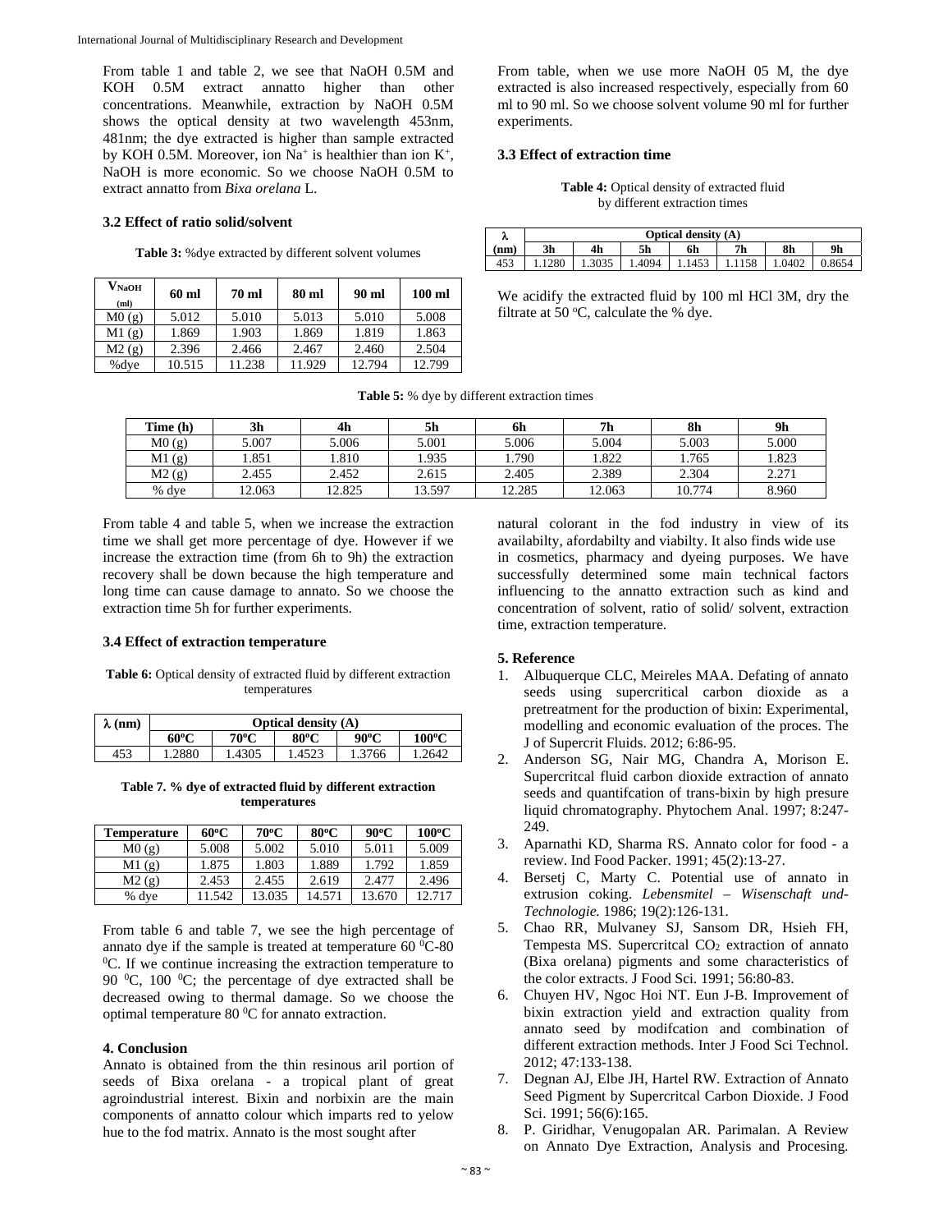From table 1 and table 2, we see that NaOH 0.5M and KOH 0.5M extract annatto higher than other concentrations. Meanwhile, extraction by NaOH 0.5M shows the optical density at two wavelength 453nm, 481nm; the dye extracted is higher than sample extracted by KOH 0.5M. Moreover, ion $Na^+$ is healthier than ion $K^+$, NaOH is more economic. So we choose NaOH 0.5M to extract annatto from *Bixa orelana* L.

### 3.2 Effect of ratio solid/solvent

**Table 3:** %dye extracted by different solvent volumes

| $V_{NaOH}$ (ml) | 60 ml | 70 ml | 80 ml | 90 ml | 100 ml |
|---|---|---|---|---|---|
| M0 (g) | 5.012 | 5.010 | 5.013 | 5.010 | 5.008 |
| M1 (g) | 1.869 | 1.903 | 1.869 | 1.819 | 1.863 |
| M2 (g) | 2.396 | 2.466 | 2.467 | 2.460 | 2.504 |
| %dye | 10.515 | 11.238 | 11.929 | 12.794 | 12.799 |

From table, when we use more NaOH 05 M, the dye extracted is also increased respectively, especially from 60 ml to 90 ml. So we choose solvent volume 90 ml for further experiments.

### 3.3 Effect of extraction time

**Table 4:** Optical density of extracted fluid by different extraction times

| λ | Optical density (A) | | | | | | |
|---|---|---|---|---|---|---|---|
| (nm) | 3h | 4h | 5h | 6h | 7h | 8h | 9h |
| 453 | 1.1280 | 1.3035 | 1.4094 | 1.1453 | 1.1158 | 1.0402 | 0.8654 |

We acidify the extracted fluid by 100 ml HCl 3M, dry the filtrate at 50 °C, calculate the % dye.

**Table 5:** % dye by different extraction times

| Time (h) | 3h | 4h | 5h | 6h | 7h | 8h | 9h |
|---|---|---|---|---|---|---|---|
| M0 (g) | 5.007 | 5.006 | 5.001 | 5.006 | 5.004 | 5.003 | 5.000 |
| M1 (g) | 1.851 | 1.810 | 1.935 | 1.790 | 1.822 | 1.765 | 1.823 |
| M2 (g) | 2.455 | 2.452 | 2.615 | 2.405 | 2.389 | 2.304 | 2.271 |
| % dye | 12.063 | 12.825 | 13.597 | 12.285 | 12.063 | 10.774 | 8.960 |

From table 4 and table 5, when we increase the extraction time we shall get more percentage of dye. However if we increase the extraction time (from 6h to 9h) the extraction recovery shall be down because the high temperature and long time can cause damage to annato. So we choose the extraction time 5h for further experiments.

### 3.4 Effect of extraction temperature

**Table 6:** Optical density of extracted fluid by different extraction temperatures

| λ (nm) | Optical density (A) | | | | |
|---|---|---|---|---|---|
| | 60°C | 70°C | 80°C | 90°C | 100°C |
| 453 | 1.2880 | 1.4305 | 1.4523 | 1.3766 | 1.2642 |

**Table 7. % dye of extracted fluid by different extraction temperatures**

| Temperature | 60°C | 70°C | 80°C | 90°C | 100°C |
|---|---|---|---|---|---|
| M0 (g) | 5.008 | 5.002 | 5.010 | 5.011 | 5.009 |
| M1 (g) | 1.875 | 1.803 | 1.889 | 1.792 | 1.859 |
| M2 (g) | 2.453 | 2.455 | 2.619 | 2.477 | 2.496 |
| % dye | 11.542 | 13.035 | 14.571 | 13.670 | 12.717 |

From table 6 and table 7, we see the high percentage of annato dye if the sample is treated at temperature 60 °C-80 °C. If we continue increasing the extraction temperature to 90 °C, 100 °C; the percentage of dye extracted shall be decreased owing to thermal damage. So we choose the optimal temperature 80 °C for annato extraction.

### 4. Conclusion

Annato is obtained from the thin resinous aril portion of seeds of Bixa orelana - a tropical plant of great agroindustrial interest. Bixin and norbixin are the main components of annatto colour which imparts red to yelow hue to the fod matrix. Annato is the most sought after natural colorant in the fod industry in view of its availabilty, afordabilty and viabilty. It also finds wide use in cosmetics, pharmacy and dyeing purposes. We have successfully determined some main technical factors influencing to the annatto extraction such as kind and concentration of solvent, ratio of solid/ solvent, extraction time, extraction temperature.

### 5. Reference

1. Albuquerque CLC, Meireles MAA. Defating of annato seeds using supercritical carbon dioxide as a pretreatment for the production of bixin: Experimental, modelling and economic evaluation of the proces. The J of Supercrit Fluids. 2012; 6:86-95.
2. Anderson SG, Nair MG, Chandra A, Morison E. Supercritcal fluid carbon dioxide extraction of annato seeds and quantifcation of trans-bixin by high presure liquid chromatography. Phytochem Anal. 1997; 8:247-249.
3. Aparnathi KD, Sharma RS. Annato color for food - a review. Ind Food Packer. 1991; 45(2):13-27.
4. Bersetj C, Marty C. Potential use of annato in extrusion coking. *Lebensmitel – Wisenschaft und-Technologie.* 1986; 19(2):126-131.
5. Chao RR, Mulvaney SJ, Sansom DR, Hsieh FH, Tempesta MS. Supercritcal $CO_2$ extraction of annato (Bixa orelana) pigments and some characteristics of the color extracts. J Food Sci. 1991; 56:80-83.
6. Chuyen HV, Ngoc Hoi NT. Eun J-B. Improvement of bixin extraction yield and extraction quality from annato seed by modifcation and combination of different extraction methods. Inter J Food Sci Technol. 2012; 47:133-138.
7. Degnan AJ, Elbe JH, Hartel RW. Extraction of Annato Seed Pigment by Supercritcal Carbon Dioxide. J Food Sci. 1991; 56(6):165.
8. P. Giridhar, Venugopalan AR. Parimalan. A Review on Annato Dye Extraction, Analysis and Procesing.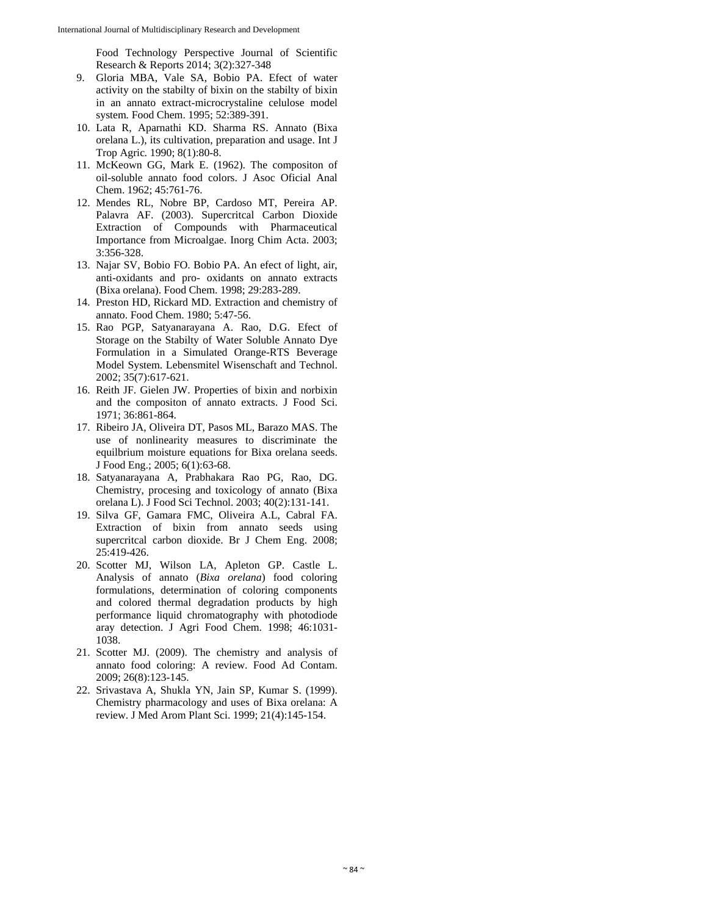Food Technology Perspective Journal of Scientific Research & Reports 2014; 3(2):327-348

9. Gloria MBA, Vale SA, Bobio PA. Efect of water activity on the stabilty of bixin on the stabilty of bixin in an annato extract-microcrystaline celulose model system. Food Chem. 1995; 52:389-391.
10. Lata R, Aparnathi KD. Sharma RS. Annato (Bixa orelana L.), its cultivation, preparation and usage. Int J Trop Agric. 1990; 8(1):80-8.
11. McKeown GG, Mark E. (1962). The compositon of oil-soluble annato food colors. J Asoc Oficial Anal Chem. 1962; 45:761-76.
12. Mendes RL, Nobre BP, Cardoso MT, Pereira AP. Palavra AF. (2003). Supercritcal Carbon Dioxide Extraction of Compounds with Pharmaceutical Importance from Microalgae. Inorg Chim Acta. 2003; 3:356-328.
13. Najar SV, Bobio FO. Bobio PA. An efect of light, air, anti-oxidants and pro- oxidants on annato extracts (Bixa orelana). Food Chem. 1998; 29:283-289.
14. Preston HD, Rickard MD. Extraction and chemistry of annato. Food Chem. 1980; 5:47-56.
15. Rao PGP, Satyanarayana A. Rao, D.G. Efect of Storage on the Stabilty of Water Soluble Annato Dye Formulation in a Simulated Orange-RTS Beverage Model System. Lebensmitel Wisenschaft and Technol. 2002; 35(7):617-621.
16. Reith JF. Gielen JW. Properties of bixin and norbixin and the compositon of annato extracts. J Food Sci. 1971; 36:861-864.
17. Ribeiro JA, Oliveira DT, Pasos ML, Barazo MAS. The use of nonlinearity measures to discriminate the equilbrium moisture equations for Bixa orelana seeds. J Food Eng.; 2005; 6(1):63-68.
18. Satyanarayana A, Prabhakara Rao PG, Rao, DG. Chemistry, procesing and toxicology of annato (Bixa orelana L). J Food Sci Technol. 2003; 40(2):131-141.
19. Silva GF, Gamara FMC, Oliveira A.L, Cabral FA. Extraction of bixin from annato seeds using supercritcal carbon dioxide. Br J Chem Eng. 2008; 25:419-426.
20. Scotter MJ, Wilson LA, Apleton GP. Castle L. Analysis of annato (*Bixa orelana*) food coloring formulations, determination of coloring components and colored thermal degradation products by high performance liquid chromatography with photodiode aray detection. J Agri Food Chem. 1998; 46:1031-1038.
21. Scotter MJ. (2009). The chemistry and analysis of annato food coloring: A review. Food Ad Contam. 2009; 26(8):123-145.
22. Srivastava A, Shukla YN, Jain SP, Kumar S. (1999). Chemistry pharmacology and uses of Bixa orelana: A review. J Med Arom Plant Sci. 1999; 21(4):145-154.